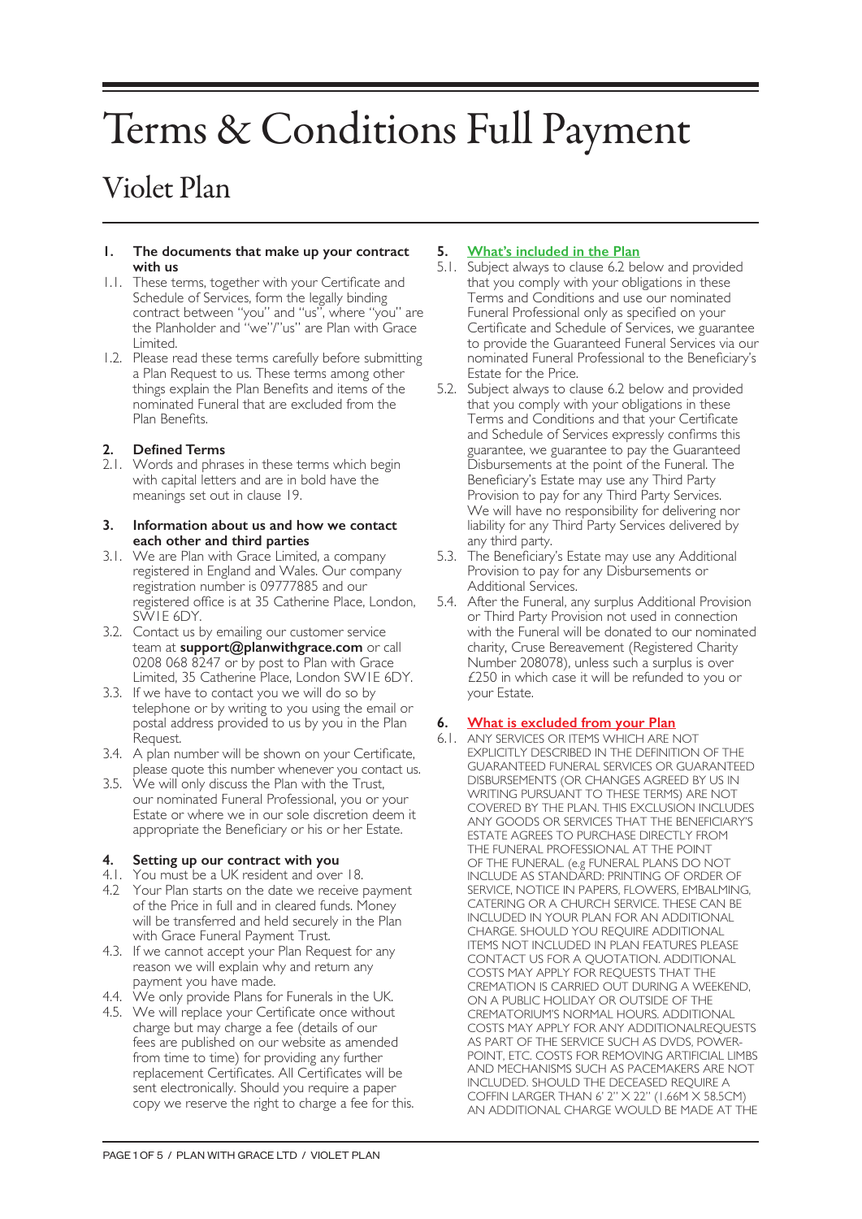# Terms & Conditions Full Payment

## Violet Plan

**1. The documents that make up your contract with us**

1.1. These terms, together with your Certificate and Schedule of Services, form the legally binding contract between "you" and "us", where "you" are the Planholder and "we"/"us" are Plan with Grace Limited.

1.2. Please read these terms carefully before submitting a Plan Request to us. These terms among other things explain the Plan Benefits and items of the nominated Funeral that are excluded from the Plan Benefits.

**2. Defined Terms**

2.1. Words and phrases in these terms which begin with capital letters and are in bold have the meanings set out in clause 19.

**3. Information about us and how we contact each other and third parties**

3.1. We are Plan with Grace Limited, a company registered in England and Wales. Our company registration number is 09777885 and our registered office is at 35 Catherine Place, London, SW1E 6DY.

3.2. Contact us by emailing our customer service team at **support@planwithgrace.com** or call 0208 068 8247 or by post to Plan with Grace Limited, 35 Catherine Place, London SW1E 6DY.

3.3. If we have to contact you we will do so by telephone or by writing to you using the email or postal address provided to us by you in the Plan Request.

3.4. A plan number will be shown on your Certificate, please quote this number whenever you contact us.

3.5. We will only discuss the Plan with the Trust, our nominated Funeral Professional, you or your Estate or where we in our sole discretion deem it appropriate the Beneficiary or his or her Estate.

**4. Setting up our contract with you**

4.1. You must be a UK resident and over 18.

4.2 Your Plan starts on the date we receive payment of the Price in full and in cleared funds. Money will be transferred and held securely in the Plan with Grace Funeral Payment Trust.

4.3. If we cannot accept your Plan Request for any reason we will explain why and return any payment you have made.

4.4. We only provide Plans for Funerals in the UK.

4.5. We will replace your Certificate once without charge but may charge a fee (details of our fees are published on our website as amended from time to time) for providing any further replacement Certificates. All Certificates will be sent electronically. Should you require a paper copy we reserve the right to charge a fee for this.

**5. What's included in the Plan**

5.1. Subject always to clause 6.2 below and provided that you comply with your obligations in these Terms and Conditions and use our nominated Funeral Professional only as specified on your Certificate and Schedule of Services, we guarantee to provide the Guaranteed Funeral Services via our nominated Funeral Professional to the Beneficiary's Estate for the Price.

5.2. Subject always to clause 6.2 below and provided that you comply with your obligations in these Terms and Conditions and that your Certificate and Schedule of Services expressly confirms this guarantee, we guarantee to pay the Guaranteed Disbursements at the point of the Funeral. The Beneficiary's Estate may use any Third Party Provision to pay for any Third Party Services. We will have no responsibility for delivering nor liability for any Third Party Services delivered by any third party.

5.3. The Beneficiary's Estate may use any Additional Provision to pay for any Disbursements or Additional Services.

5.4. After the Funeral, any surplus Additional Provision or Third Party Provision not used in connection with the Funeral will be donated to our nominated charity, Cruse Bereavement (Registered Charity Number 208078), unless such a surplus is over £250 in which case it will be refunded to you or your Estate.

**6. What is excluded from your Plan**

6.1. ANY SERVICES OR ITEMS WHICH ARE NOT EXPLICITLY DESCRIBED IN THE DEFINITION OF THE GUARANTEED FUNERAL SERVICES OR GUARANTEED DISBURSEMENTS (OR CHANGES AGREED BY US IN WRITING PURSUANT TO THESE TERMS) ARE NOT COVERED BY THE PLAN. THIS EXCLUSION INCLUDES ANY GOODS OR SERVICES THAT THE BENEFICIARY'S ESTATE AGREES TO PURCHASE DIRECTLY FROM THE FUNERAL PROFESSIONAL AT THE POINT OF THE FUNERAL. (e.g FUNERAL PLANS DO NOT INCLUDE AS STANDARD: PRINTING OF ORDER OF SERVICE, NOTICE IN PAPERS, FLOWERS, EMBALMING, CATERING OR A CHURCH SERVICE. THESE CAN BE INCLUDED IN YOUR PLAN FOR AN ADDITIONAL CHARGE. SHOULD YOU REQUIRE ADDITIONAL ITEMS NOT INCLUDED IN PLAN FEATURES PLEASE CONTACT US FOR A QUOTATION. ADDITIONAL COSTS MAY APPLY FOR REQUESTS THAT THE CREMATION IS CARRIED OUT DURING A WEEKEND, ON A PUBLIC HOLIDAY OR OUTSIDE OF THE CREMATORIUM'S NORMAL HOURS. ADDITIONAL COSTS MAY APPLY FOR ANY ADDITIONALREQUESTS AS PART OF THE SERVICE SUCH AS DVDS, POWER-POINT, ETC. COSTS FOR REMOVING ARTIFICIAL LIMBS AND MECHANISMS SUCH AS PACEMAKERS ARE NOT INCLUDED. SHOULD THE DECEASED REQUIRE A COFFIN LARGER THAN 6' 2" X 22" (1.66M X 58.5CM) AN ADDITIONAL CHARGE WOULD BE MADE AT THE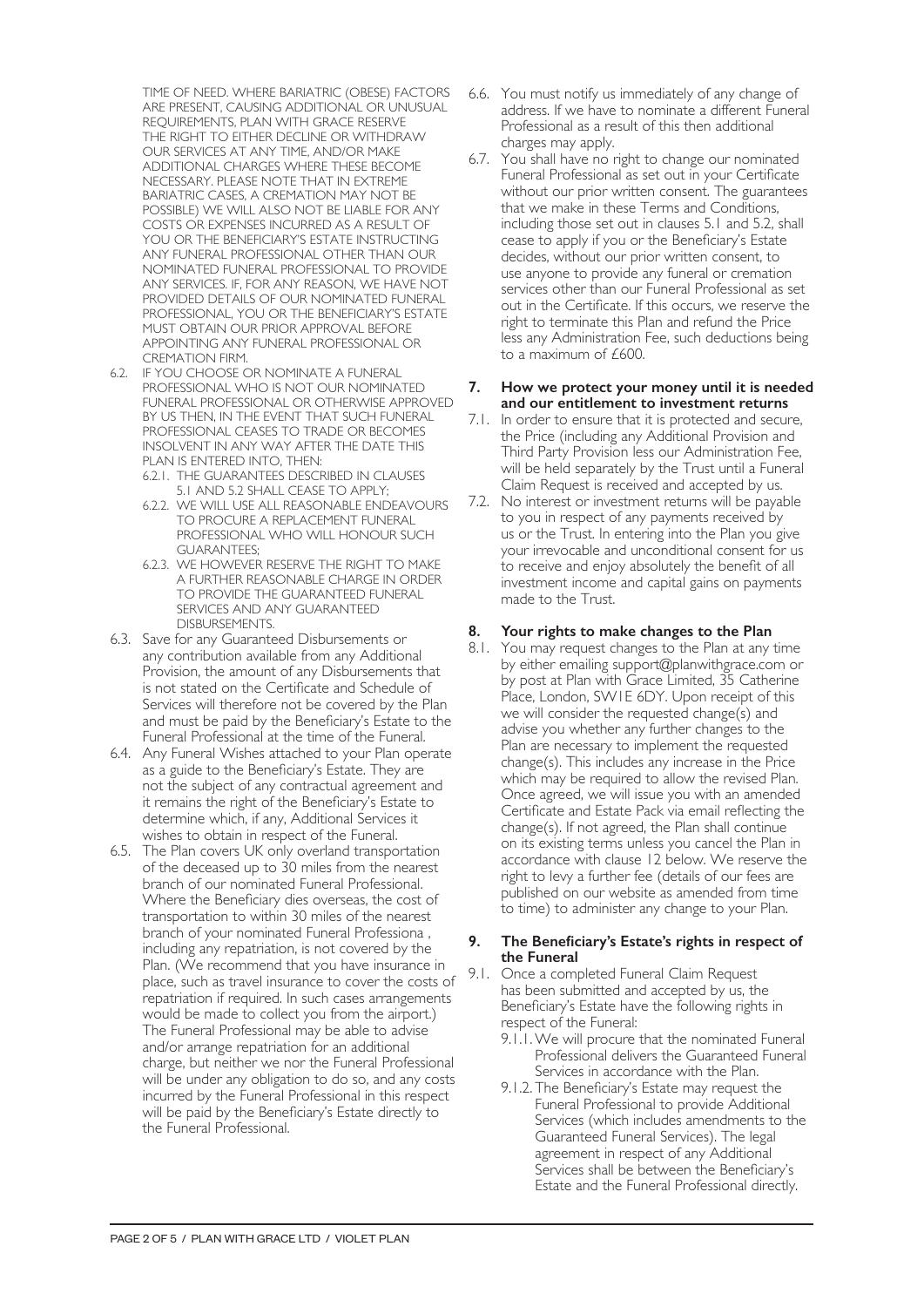TIME OF NEED. WHERE BARIATRIC (OBESE) FACTORS ARE PRESENT, CAUSING ADDITIONAL OR UNUSUAL REQUIREMENTS, PLAN WITH GRACE RESERVE THE RIGHT TO EITHER DECLINE OR WITHDRAW OUR SERVICES AT ANY TIME, AND/OR MAKE ADDITIONAL CHARGES WHERE THESE BECOME NECESSARY. PLEASE NOTE THAT IN EXTREME BARIATRIC CASES, A CREMATION MAY NOT BE POSSIBLE) WE WILL ALSO NOT BE LIABLE FOR ANY COSTS OR EXPENSES INCURRED AS A RESULT OF YOU OR THE BENEFICIARY'S ESTATE INSTRUCTING ANY FUNERAL PROFESSIONAL OTHER THAN OUR NOMINATED FUNERAL PROFESSIONAL TO PROVIDE ANY SERVICES. IF, FOR ANY REASON, WE HAVE NOT PROVIDED DETAILS OF OUR NOMINATED FUNERAL PROFESSIONAL, YOU OR THE BENEFICIARY'S ESTATE MUST OBTAIN OUR PRIOR APPROVAL BEFORE APPOINTING ANY FUNERAL PROFESSIONAL OR CREMATION FIRM.

6.2. IF YOU CHOOSE OR NOMINATE A FUNERAL PROFESSIONAL WHO IS NOT OUR NOMINATED FUNERAL PROFESSIONAL OR OTHERWISE APPROVED BY US THEN, IN THE EVENT THAT SUCH FUNERAL PROFESSIONAL CEASES TO TRADE OR BECOMES INSOLVENT IN ANY WAY AFTER THE DATE THIS PLAN IS ENTERED INTO, THEN:
   - 6.2.1. THE GUARANTEES DESCRIBED IN CLAUSES 5.1 AND 5.2 SHALL CEASE TO APPLY;
   - 6.2.2. WE WILL USE ALL REASONABLE ENDEAVOURS TO PROCURE A REPLACEMENT FUNERAL PROFESSIONAL WHO WILL HONOUR SUCH GUARANTEES;
   - 6.2.3. WE HOWEVER RESERVE THE RIGHT TO MAKE A FURTHER REASONABLE CHARGE IN ORDER TO PROVIDE THE GUARANTEED FUNERAL SERVICES AND ANY GUARANTEED DISBURSEMENTS.

6.3. Save for any Guaranteed Disbursements or any contribution available from any Additional Provision, the amount of any Disbursements that is not stated on the Certificate and Schedule of Services will therefore not be covered by the Plan and must be paid by the Beneficiary's Estate to the Funeral Professional at the time of the Funeral.

6.4. Any Funeral Wishes attached to your Plan operate as a guide to the Beneficiary's Estate. They are not the subject of any contractual agreement and it remains the right of the Beneficiary's Estate to determine which, if any, Additional Services it wishes to obtain in respect of the Funeral.

6.5. The Plan covers UK only overland transportation of the deceased up to 30 miles from the nearest branch of our nominated Funeral Professional. Where the Beneficiary dies overseas, the cost of transportation to within 30 miles of the nearest branch of your nominated Funeral Professiona , including any repatriation, is not covered by the Plan. (We recommend that you have insurance in place, such as travel insurance to cover the costs of repatriation if required. In such cases arrangements would be made to collect you from the airport.) The Funeral Professional may be able to advise and/or arrange repatriation for an additional charge, but neither we nor the Funeral Professional will be under any obligation to do so, and any costs incurred by the Funeral Professional in this respect will be paid by the Beneficiary's Estate directly to the Funeral Professional.

6.6. You must notify us immediately of any change of address. If we have to nominate a different Funeral Professional as a result of this then additional charges may apply.

6.7. You shall have no right to change our nominated Funeral Professional as set out in your Certificate without our prior written consent. The guarantees that we make in these Terms and Conditions, including those set out in clauses 5.1 and 5.2, shall cease to apply if you or the Beneficiary's Estate decides, without our prior written consent, to use anyone to provide any funeral or cremation services other than our Funeral Professional as set out in the Certificate. If this occurs, we reserve the right to terminate this Plan and refund the Price less any Administration Fee, such deductions being to a maximum of £600.

## 7. How we protect your money until it is needed and our entitlement to investment returns

7.1. In order to ensure that it is protected and secure, the Price (including any Additional Provision and Third Party Provision less our Administration Fee, will be held separately by the Trust until a Funeral Claim Request is received and accepted by us.

7.2. No interest or investment returns will be payable to you in respect of any payments received by us or the Trust. In entering into the Plan you give your irrevocable and unconditional consent for us to receive and enjoy absolutely the benefit of all investment income and capital gains on payments made to the Trust.

## 8. Your rights to make changes to the Plan

8.1. You may request changes to the Plan at any time by either emailing support@planwithgrace.com or by post at Plan with Grace Limited, 35 Catherine Place, London, SW1E 6DY. Upon receipt of this we will consider the requested change(s) and advise you whether any further changes to the Plan are necessary to implement the requested change(s). This includes any increase in the Price which may be required to allow the revised Plan. Once agreed, we will issue you with an amended Certificate and Estate Pack via email reflecting the change(s). If not agreed, the Plan shall continue on its existing terms unless you cancel the Plan in accordance with clause 12 below. We reserve the right to levy a further fee (details of our fees are published on our website as amended from time to time) to administer any change to your Plan.

## 9. The Beneficiary's Estate's rights in respect of the Funeral

9.1. Once a completed Funeral Claim Request has been submitted and accepted by us, the Beneficiary's Estate have the following rights in respect of the Funeral:
   - 9.1.1. We will procure that the nominated Funeral Professional delivers the Guaranteed Funeral Services in accordance with the Plan.
   - 9.1.2. The Beneficiary's Estate may request the Funeral Professional to provide Additional Services (which includes amendments to the Guaranteed Funeral Services). The legal agreement in respect of any Additional Services shall be between the Beneficiary's Estate and the Funeral Professional directly.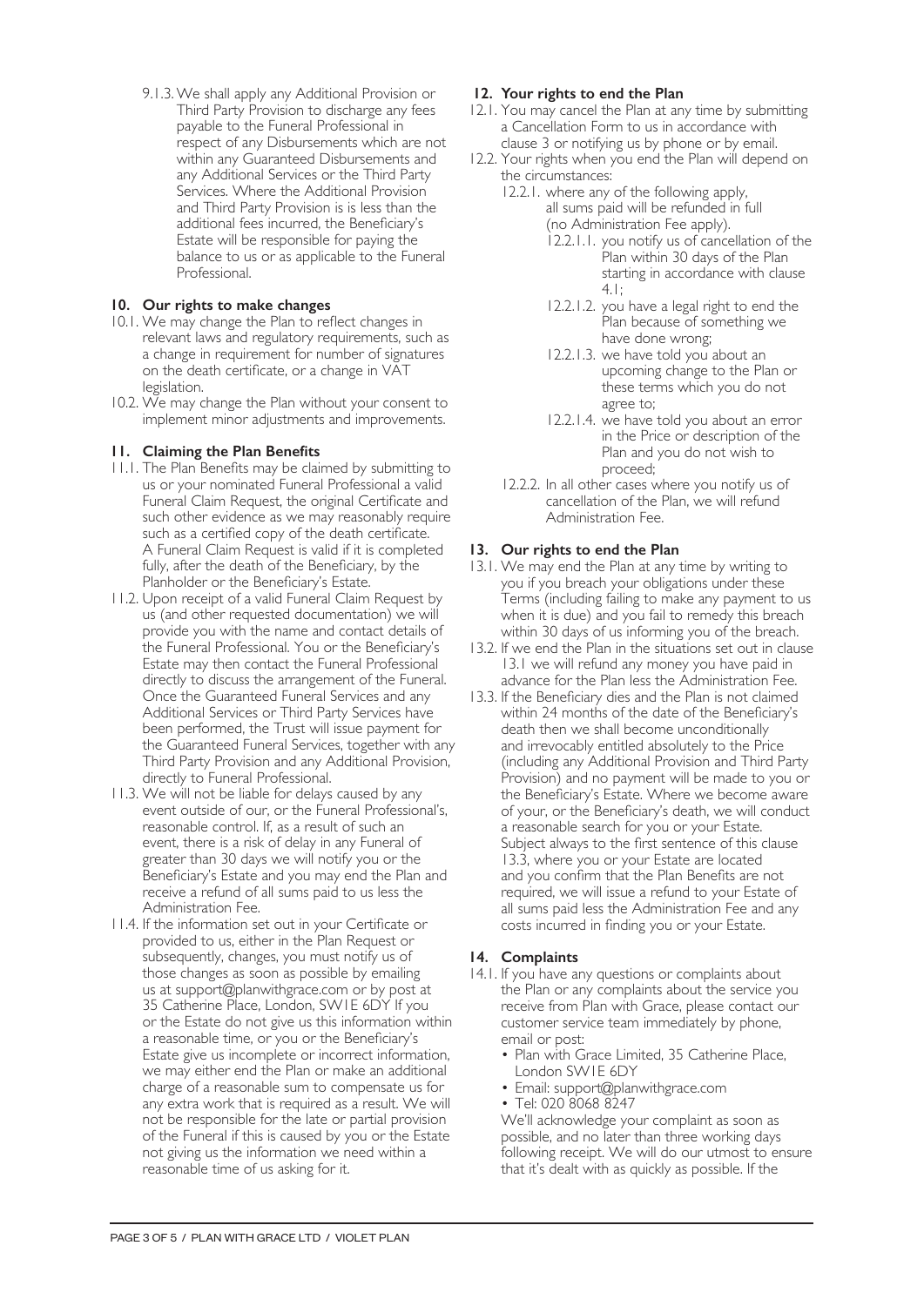9.1.3. We shall apply any Additional Provision or Third Party Provision to discharge any fees payable to the Funeral Professional in respect of any Disbursements which are not within any Guaranteed Disbursements and any Additional Services or the Third Party Services. Where the Additional Provision and Third Party Provision is is less than the additional fees incurred, the Beneficiary's Estate will be responsible for paying the balance to us or as applicable to the Funeral Professional.

## 10. Our rights to make changes

10.1. We may change the Plan to reflect changes in relevant laws and regulatory requirements, such as a change in requirement for number of signatures on the death certificate, or a change in VAT legislation.

10.2. We may change the Plan without your consent to implement minor adjustments and improvements.

## 11. Claiming the Plan Benefits

11.1. The Plan Benefits may be claimed by submitting to us or your nominated Funeral Professional a valid Funeral Claim Request, the original Certificate and such other evidence as we may reasonably require such as a certified copy of the death certificate. A Funeral Claim Request is valid if it is completed fully, after the death of the Beneficiary, by the Planholder or the Beneficiary's Estate.

11.2. Upon receipt of a valid Funeral Claim Request by us (and other requested documentation) we will provide you with the name and contact details of the Funeral Professional. You or the Beneficiary's Estate may then contact the Funeral Professional directly to discuss the arrangement of the Funeral. Once the Guaranteed Funeral Services and any Additional Services or Third Party Services have been performed, the Trust will issue payment for the Guaranteed Funeral Services, together with any Third Party Provision and any Additional Provision, directly to Funeral Professional.

11.3. We will not be liable for delays caused by any event outside of our, or the Funeral Professional's, reasonable control. If, as a result of such an event, there is a risk of delay in any Funeral of greater than 30 days we will notify you or the Beneficiary's Estate and you may end the Plan and receive a refund of all sums paid to us less the Administration Fee.

11.4. If the information set out in your Certificate or provided to us, either in the Plan Request or subsequently, changes, you must notify us of those changes as soon as possible by emailing us at support@planwithgrace.com or by post at 35 Catherine Place, London, SW1E 6DY If you or the Estate do not give us this information within a reasonable time, or you or the Beneficiary's Estate give us incomplete or incorrect information, we may either end the Plan or make an additional charge of a reasonable sum to compensate us for any extra work that is required as a result. We will not be responsible for the late or partial provision of the Funeral if this is caused by you or the Estate not giving us the information we need within a reasonable time of us asking for it.

## 12. Your rights to end the Plan

12.1. You may cancel the Plan at any time by submitting a Cancellation Form to us in accordance with clause 3 or notifying us by phone or by email.

12.2. Your rights when you end the Plan will depend on the circumstances:

- 12.2.1. where any of the following apply, all sums paid will be refunded in full (no Administration Fee apply).
  - 12.2.1.1. you notify us of cancellation of the Plan within 30 days of the Plan starting in accordance with clause 4.1;
  - 12.2.1.2. you have a legal right to end the Plan because of something we have done wrong;
  - 12.2.1.3. we have told you about an upcoming change to the Plan or these terms which you do not agree to;
  - 12.2.1.4. we have told you about an error in the Price or description of the Plan and you do not wish to proceed;
- 12.2.2. In all other cases where you notify us of cancellation of the Plan, we will refund Administration Fee.

## 13. Our rights to end the Plan

13.1. We may end the Plan at any time by writing to you if you breach your obligations under these Terms (including failing to make any payment to us when it is due) and you fail to remedy this breach within 30 days of us informing you of the breach.

13.2. If we end the Plan in the situations set out in clause 13.1 we will refund any money you have paid in advance for the Plan less the Administration Fee.

13.3. If the Beneficiary dies and the Plan is not claimed within 24 months of the date of the Beneficiary's death then we shall become unconditionally and irrevocably entitled absolutely to the Price (including any Additional Provision and Third Party Provision) and no payment will be made to you or the Beneficiary's Estate. Where we become aware of your, or the Beneficiary's death, we will conduct a reasonable search for you or your Estate. Subject always to the first sentence of this clause 13.3, where you or your Estate are located and you confirm that the Plan Benefits are not required, we will issue a refund to your Estate of all sums paid less the Administration Fee and any costs incurred in finding you or your Estate.

## 14. Complaints

14.1. If you have any questions or complaints about the Plan or any complaints about the service you receive from Plan with Grace, please contact our customer service team immediately by phone, email or post:

- Plan with Grace Limited, 35 Catherine Place, London SW1E 6DY
- Email: support@planwithgrace.com
- Tel: 020 8068 8247

We'll acknowledge your complaint as soon as possible, and no later than three working days following receipt. We will do our utmost to ensure that it's dealt with as quickly as possible. If the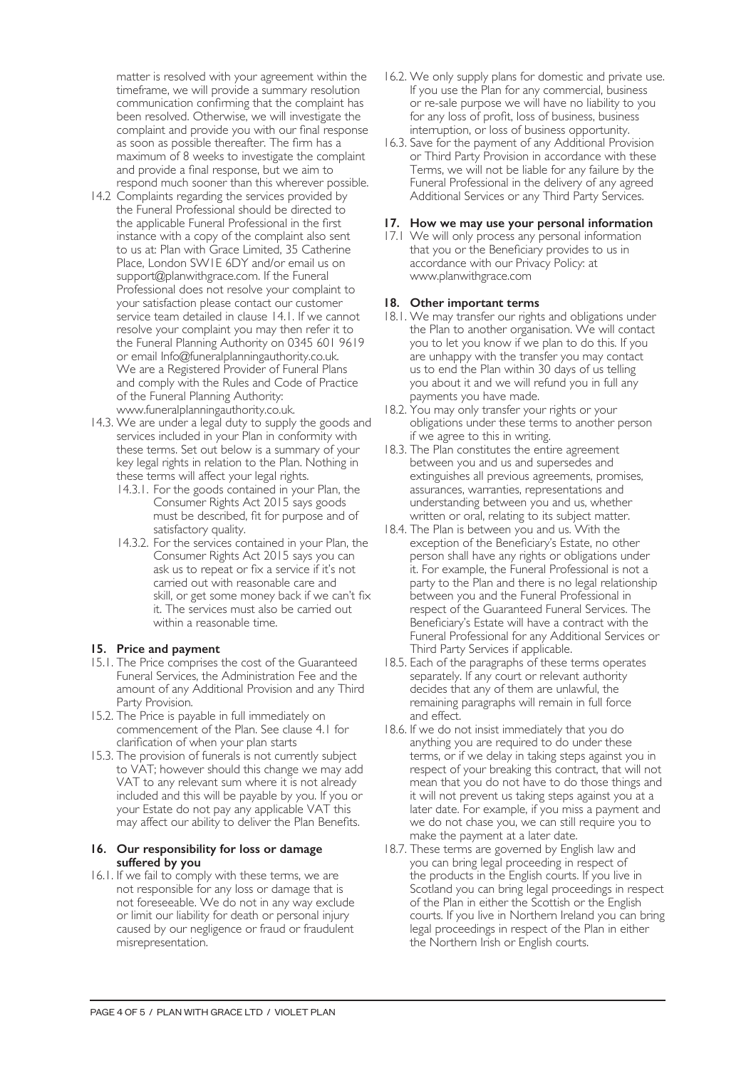matter is resolved with your agreement within the timeframe, we will provide a summary resolution communication confirming that the complaint has been resolved. Otherwise, we will investigate the complaint and provide you with our final response as soon as possible thereafter. The firm has a maximum of 8 weeks to investigate the complaint and provide a final response, but we aim to respond much sooner than this wherever possible.

14.2 Complaints regarding the services provided by the Funeral Professional should be directed to the applicable Funeral Professional in the first instance with a copy of the complaint also sent to us at: Plan with Grace Limited, 35 Catherine Place, London SW1E 6DY and/or email us on support@planwithgrace.com. If the Funeral Professional does not resolve your complaint to your satisfaction please contact our customer service team detailed in clause 14.1. If we cannot resolve your complaint you may then refer it to the Funeral Planning Authority on 0345 601 9619 or email Info@funeralplanningauthority.co.uk. We are a Registered Provider of Funeral Plans and comply with the Rules and Code of Practice of the Funeral Planning Authority: www.funeralplanningauthority.co.uk.

14.3. We are under a legal duty to supply the goods and services included in your Plan in conformity with these terms. Set out below is a summary of your key legal rights in relation to the Plan. Nothing in these terms will affect your legal rights.

- 14.3.1. For the goods contained in your Plan, the Consumer Rights Act 2015 says goods must be described, fit for purpose and of satisfactory quality.
- 14.3.2. For the services contained in your Plan, the Consumer Rights Act 2015 says you can ask us to repeat or fix a service if it's not carried out with reasonable care and skill, or get some money back if we can't fix it. The services must also be carried out within a reasonable time.

## 15. Price and payment

15.1. The Price comprises the cost of the Guaranteed Funeral Services, the Administration Fee and the amount of any Additional Provision and any Third Party Provision.

15.2. The Price is payable in full immediately on commencement of the Plan. See clause 4.1 for clarification of when your plan starts

15.3. The provision of funerals is not currently subject to VAT; however should this change we may add VAT to any relevant sum where it is not already included and this will be payable by you. If you or your Estate do not pay any applicable VAT this may affect our ability to deliver the Plan Benefits.

## 16. Our responsibility for loss or damage suffered by you

16.1. If we fail to comply with these terms, we are not responsible for any loss or damage that is not foreseeable. We do not in any way exclude or limit our liability for death or personal injury caused by our negligence or fraud or fraudulent misrepresentation.

16.2. We only supply plans for domestic and private use. If you use the Plan for any commercial, business or re-sale purpose we will have no liability to you for any loss of profit, loss of business, business interruption, or loss of business opportunity.

16.3. Save for the payment of any Additional Provision or Third Party Provision in accordance with these Terms, we will not be liable for any failure by the Funeral Professional in the delivery of any agreed Additional Services or any Third Party Services.

## 17. How we may use your personal information

17.1 We will only process any personal information that you or the Beneficiary provides to us in accordance with our Privacy Policy: at www.planwithgrace.com

## 18. Other important terms

18.1. We may transfer our rights and obligations under the Plan to another organisation. We will contact you to let you know if we plan to do this. If you are unhappy with the transfer you may contact us to end the Plan within 30 days of us telling you about it and we will refund you in full any payments you have made.

18.2. You may only transfer your rights or your obligations under these terms to another person if we agree to this in writing.

18.3. The Plan constitutes the entire agreement between you and us and supersedes and extinguishes all previous agreements, promises, assurances, warranties, representations and understanding between you and us, whether written or oral, relating to its subject matter.

18.4. The Plan is between you and us. With the exception of the Beneficiary's Estate, no other person shall have any rights or obligations under it. For example, the Funeral Professional is not a party to the Plan and there is no legal relationship between you and the Funeral Professional in respect of the Guaranteed Funeral Services. The Beneficiary's Estate will have a contract with the Funeral Professional for any Additional Services or Third Party Services if applicable.

18.5. Each of the paragraphs of these terms operates separately. If any court or relevant authority decides that any of them are unlawful, the remaining paragraphs will remain in full force and effect.

18.6. If we do not insist immediately that you do anything you are required to do under these terms, or if we delay in taking steps against you in respect of your breaking this contract, that will not mean that you do not have to do those things and it will not prevent us taking steps against you at a later date. For example, if you miss a payment and we do not chase you, we can still require you to make the payment at a later date.

18.7. These terms are governed by English law and you can bring legal proceeding in respect of the products in the English courts. If you live in Scotland you can bring legal proceedings in respect of the Plan in either the Scottish or the English courts. If you live in Northern Ireland you can bring legal proceedings in respect of the Plan in either the Northern Irish or English courts.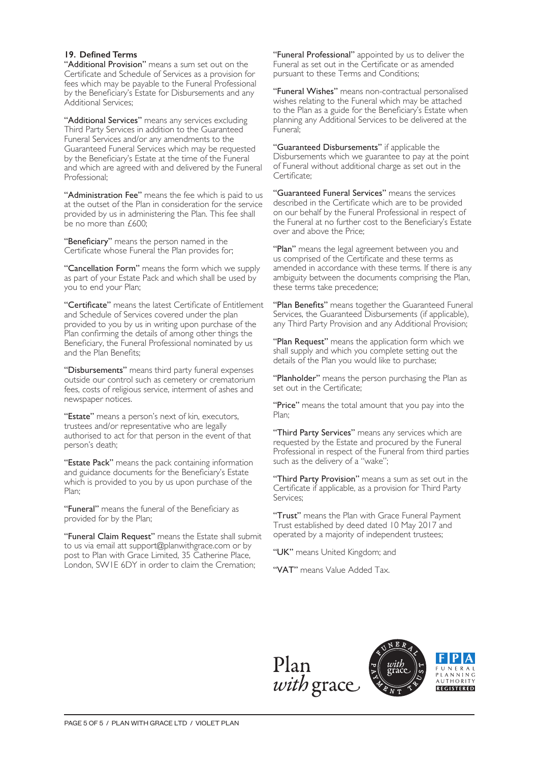## 19. Defined Terms

"**Additional Provision**" means a sum set out on the Certificate and Schedule of Services as a provision for fees which may be payable to the Funeral Professional by the Beneficiary's Estate for Disbursements and any Additional Services;

"**Additional Services**" means any services excluding Third Party Services in addition to the Guaranteed Funeral Services and/or any amendments to the Guaranteed Funeral Services which may be requested by the Beneficiary's Estate at the time of the Funeral and which are agreed with and delivered by the Funeral Professional;

"**Administration Fee**" means the fee which is paid to us at the outset of the Plan in consideration for the service provided by us in administering the Plan. This fee shall be no more than £600;

"**Beneficiary**" means the person named in the Certificate whose Funeral the Plan provides for;

"**Cancellation Form**" means the form which we supply as part of your Estate Pack and which shall be used by you to end your Plan;

"**Certificate**" means the latest Certificate of Entitlement and Schedule of Services covered under the plan provided to you by us in writing upon purchase of the Plan confirming the details of among other things the Beneficiary, the Funeral Professional nominated by us and the Plan Benefits;

"**Disbursements**" means third party funeral expenses outside our control such as cemetery or crematorium fees, costs of religious service, interment of ashes and newspaper notices.

"**Estate**" means a person's next of kin, executors, trustees and/or representative who are legally authorised to act for that person in the event of that person's death;

"**Estate Pack**" means the pack containing information and guidance documents for the Beneficiary's Estate which is provided to you by us upon purchase of the Plan;

"**Funeral**" means the funeral of the Beneficiary as provided for by the Plan;

"**Funeral Claim Request**" means the Estate shall submit to us via email att support@planwithgrace.com or by post to Plan with Grace Limited, 35 Catherine Place, London, SW1E 6DY in order to claim the Cremation;

"**Funeral Professional**" appointed by us to deliver the Funeral as set out in the Certificate or as amended pursuant to these Terms and Conditions;

"**Funeral Wishes**" means non-contractual personalised wishes relating to the Funeral which may be attached to the Plan as a guide for the Beneficiary's Estate when planning any Additional Services to be delivered at the Funeral;

"**Guaranteed Disbursements**" if applicable the Disbursements which we guarantee to pay at the point of Funeral without additional charge as set out in the Certificate;

"**Guaranteed Funeral Services**" means the services described in the Certificate which are to be provided on our behalf by the Funeral Professional in respect of the Funeral at no further cost to the Beneficiary's Estate over and above the Price;

"**Plan**" means the legal agreement between you and us comprised of the Certificate and these terms as amended in accordance with these terms. If there is any ambiguity between the documents comprising the Plan, these terms take precedence;

"**Plan Benefits**" means together the Guaranteed Funeral Services, the Guaranteed Disbursements (if applicable), any Third Party Provision and any Additional Provision;

"**Plan Request**" means the application form which we shall supply and which you complete setting out the details of the Plan you would like to purchase;

"**Planholder**" means the person purchasing the Plan as set out in the Certificate;

"**Price**" means the total amount that you pay into the Plan;

"**Third Party Services**" means any services which are requested by the Estate and procured by the Funeral Professional in respect of the Funeral from third parties such as the delivery of a "wake";

"**Third Party Provision**" means a sum as set out in the Certificate if applicable, as a provision for Third Party Services;

"**Trust**" means the Plan with Grace Funeral Payment Trust established by deed dated 10 May 2017 and operated by a majority of independent trustees;

"**UK**" means United Kingdom; and

"**VAT**" means Value Added Tax.

Plan *with* grace

FUNERAL PAYMENT TRUST *with* grace

FPA FUNERAL PLANNING AUTHORITY REGISTERED